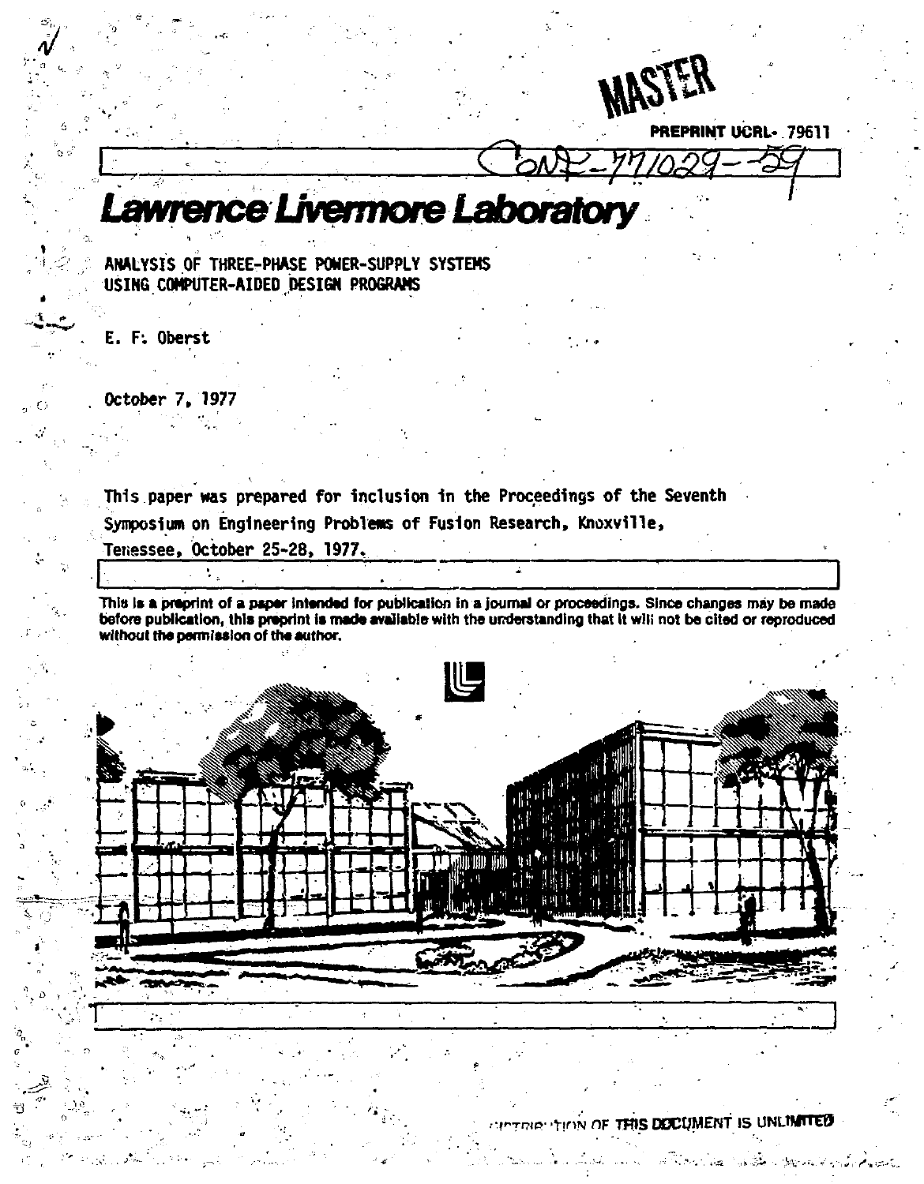MASTER

PREPRINT UCRL- 79611

CONF-771029--59

# Lawrence Livermore Laboratory

## ANALYSIS OF THREE-PHASE POWER-SUPPLY SYSTEMS USING COMPUTER-AIDED DESIGN PROGRAMS

E. F. Oberst

October 7, 1977

This paper was prepared for inclusion in the Proceedings of the Seventh Symposium on Engineering Problems of Fusion Research, Knoxville, Tenessee, October 25-28, 1977.

**This is a preprint of a paper intended for publication in a journal or proceedings. Since changes may be made before publication, this preprint is made available with the understanding that it will not be cited or reproduced without the permission of the author.**

DISTRIBUTION OF THIS DOCUMENT IS UNLIMITED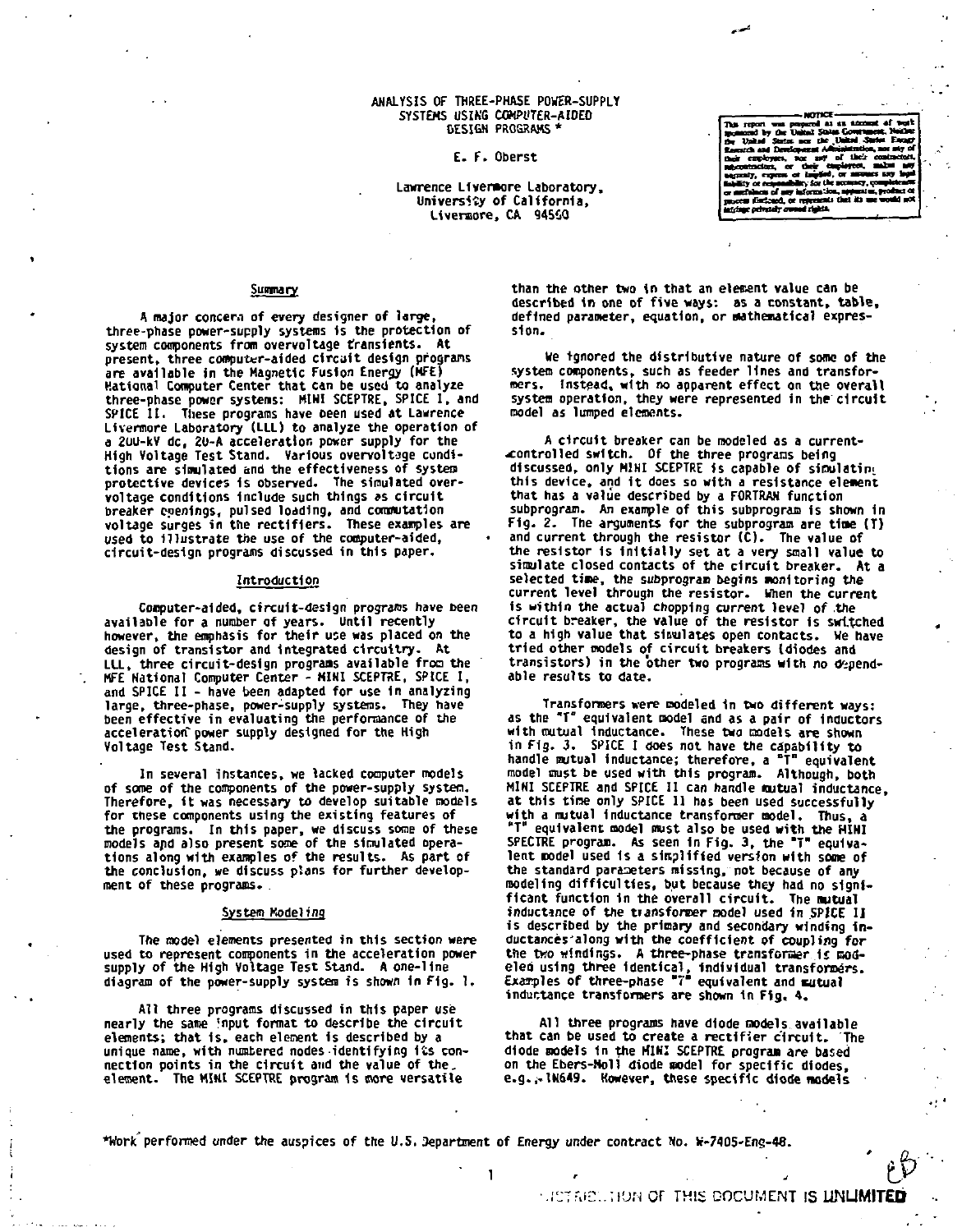ANALYSIS OF THREE-PHASE POWER-SUPPLY SYSTEMS USING COMPUTER-AIDED DESIGN PROGRAMS *

E. F. Oberst

Lawrence Livermore Laboratory,
University of California,
Livermore, CA 94550

NOTICE
This report was prepared as an account of work sponsored by the United States Government. Neither the United States nor the United States Energy Research and Development Administration, nor any of their employees, nor any of their contractors, subcontractors, or their employees, makes any warranty, express or implied, or assumes any legal liability or responsibility for the accuracy, completeness or usefulness of any information, apparatus, product or process disclosed, or represents that its use would not infringe privately owned rights.

## Summary

A major concern of every designer of large, three-phase power-supply systems is the protection of system components from overvoltage transients. At present, three computer-aided circuit design programs are available in the Magnetic Fusion Energy (MFE) National Computer Center that can be used to analyze three-phase power systems: MINI SCEPTRE, SPICE I, and SPICE II. These programs have been used at Lawrence Livermore Laboratory (LLL) to analyze the operation of a 200-kV dc, 20-A acceleration power supply for the High Voltage Test Stand. Various overvoltage conditions are simulated and the effectiveness of system protective devices is observed. The simulated overvoltage conditions include such things as circuit breaker openings, pulsed loading, and commutation voltage surges in the rectifiers. These examples are used to illustrate the use of the computer-aided, circuit-design programs discussed in this paper.

## Introduction

Computer-aided, circuit-design programs have been available for a number of years. Until recently however, the emphasis for their use was placed on the design of transistor and integrated circuitry. At LLL, three circuit-design programs available from the MFE National Computer Center - MINI SCEPTRE, SPICE I, and SPICE II - have been adapted for use in analyzing large, three-phase, power-supply systems. They have been effective in evaluating the performance of the acceleration power supply designed for the High Voltage Test Stand.

In several instances, we lacked computer models of some of the components of the power-supply system. Therefore, it was necessary to develop suitable models for these components using the existing features of the programs. In this paper, we discuss some of these models and also present some of the simulated operations along with examples of the results. As part of the conclusion, we discuss plans for further development of these programs.

## System Modeling

The model elements presented in this section were used to represent components in the acceleration power supply of the High Voltage Test Stand. A one-line diagram of the power-supply system is shown in Fig. 1.

All three programs discussed in this paper use nearly the same input format to describe the circuit elements; that is, each element is described by a unique name, with numbered nodes identifying its connection points in the circuit and the value of the element. The MINI SCEPTRE program is more versatile than the other two in that an element value can be described in one of five ways: as a constant, table, defined parameter, equation, or mathematical expression.

We ignored the distributive nature of some of the system components, such as feeder lines and transformers. Instead, with no apparent effect on the overall system operation, they were represented in the circuit model as lumped elements.

A circuit breaker can be modeled as a current-controlled switch. Of the three programs being discussed, only MINI SCEPTRE is capable of simulating this device, and it does so with a resistance element that has a value described by a FORTRAN function subprogram. An example of this subprogram is shown in Fig. 2. The arguments for the subprogram are time (T) and current through the resistor (C). The value of the resistor is initially set at a very small value to simulate closed contacts of the circuit breaker. At a selected time, the subprogram begins monitoring the current level through the resistor. When the current is within the actual chopping current level of the circuit breaker, the value of the resistor is switched to a high value that simulates open contacts. We have tried other models of circuit breakers (diodes and transistors) in the other two programs with no dependable results to date.

Transformers were modeled in two different ways: as the "T" equivalent model and as a pair of inductors with mutual inductance. These two models are shown in Fig. 3. SPICE I does not have the capability to handle mutual inductance; therefore, a "T" equivalent model must be used with this program. Although, both MINI SCEPTRE and SPICE II can handle mutual inductance, at this time only SPICE II has been used successfully with a mutual inductance transformer model. Thus, a "T" equivalent model must also be used with the MINI SPECTRE program. As seen in Fig. 3, the "T" equivalent model used is a simplified version with some of the standard parameters missing, not because of any modeling difficulties, but because they had no significant function in the overall circuit. The mutual inductance of the transformer model used in SPICE II is described by the primary and secondary winding inductances along with the coefficient of coupling for the two windings. A three-phase transformer is modeled using three identical, individual transformers. Examples of three-phase "T" equivalent and mutual inductance transformers are shown in Fig. 4.

All three programs have diode models available that can be used to create a rectifier circuit. The diode models in the MINI SCEPTRE program are based on the Ebers-Moll diode model for specific diodes, e.g., 1N649. However, these specific diode models

*Work performed under the auspices of the U.S. Department of Energy under contract No. W-7405-Eng-48.

DISTRIBUTION OF THIS DOCUMENT IS UNLIMITED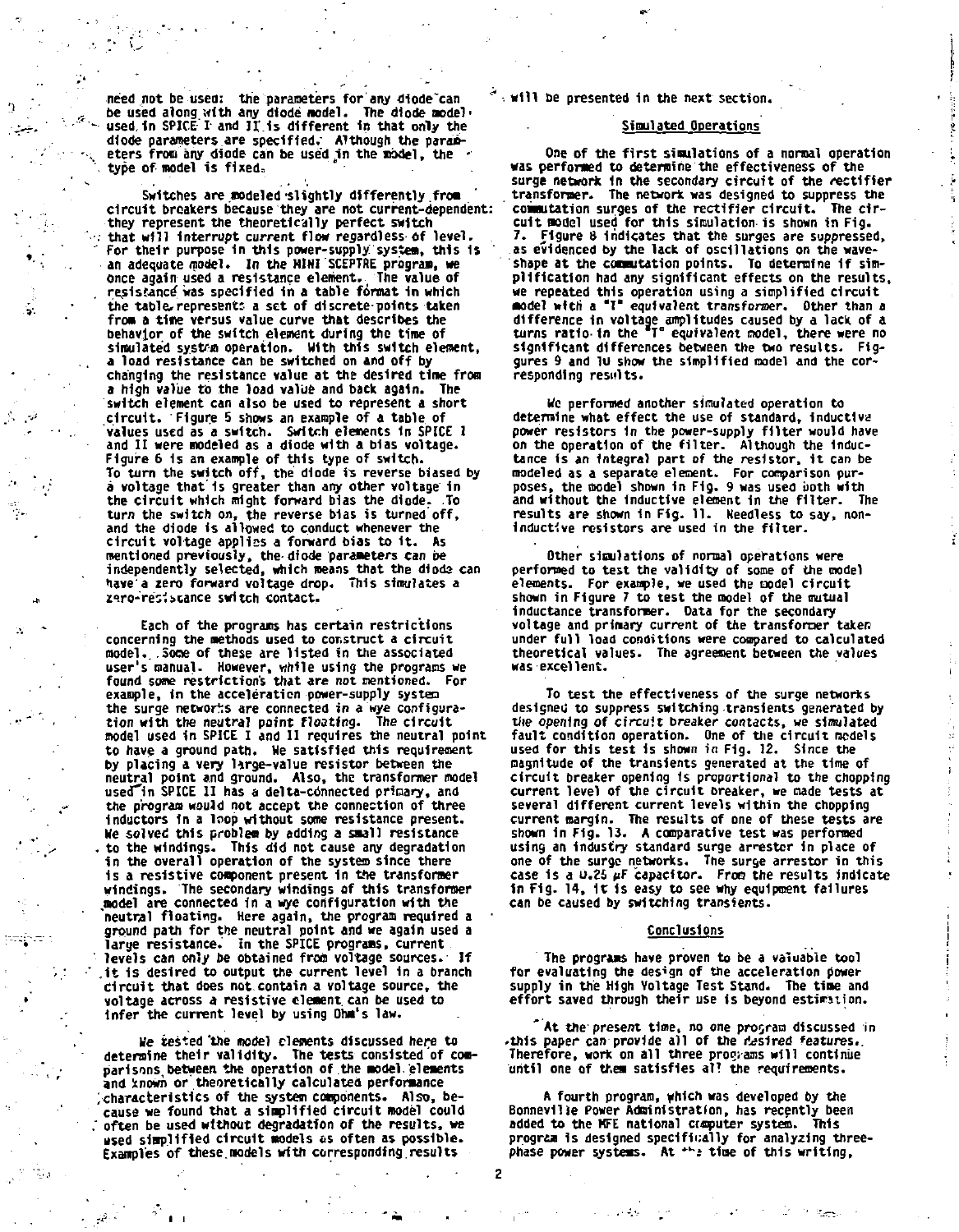need not be used: the parameters for any diode can be used along with any diode model. The diode model used in SPICE I and II is different in that only the diode parameters are specified. Although the parameters from any diode can be used in the model, the type of model is fixed.

Switches are modeled slightly differently from circuit breakers because they are not current-dependent: they represent the theoretically perfect switch that will interrupt current flow regardless of level. For their purpose in this power-supply system, this is an adequate model. In the MINI SCEPTRE program, we once again used a resistance element. The value of resistance was specified in a table format in which the table represents a set of discrete points taken from a time versus value curve that describes the behavior of the switch element during the time of simulated system operation. With this switch element, a load resistance can be switched on and off by changing the resistance value at the desired time from a high value to the load value and back again. The switch element can also be used to represent a short circuit. Figure 5 shows an example of a table of values used as a switch. Switch elements in SPICE I and II were modeled as a diode with a bias voltage. Figure 6 is an example of this type of switch. To turn the switch off, the diode is reverse biased by a voltage that is greater than any other voltage in the circuit which might forward bias the diode. To turn the switch on, the reverse bias is turned off, and the diode is allowed to conduct whenever the circuit voltage applies a forward bias to it. As mentioned previously, the diode parameters can be independently selected, which means that the diode can have a zero forward voltage drop. This simulates a zero-resistance switch contact.

Each of the programs has certain restrictions concerning the methods used to construct a circuit model. Some of these are listed in the associated user's manual. However, while using the programs we found some restrictions that are not mentioned. For example, in the acceleration power-supply system the surge networks are connected in a wye configuration with the neutral point floating. The circuit model used in SPICE I and II requires the neutral point to have a ground path. We satisfied this requirement by placing a very large-value resistor between the neutral point and ground. Also, the transformer model used in SPICE II has a delta-connected primary, and the program would not accept the connection of three inductors in a loop without some resistance present. We solved this problem by adding a small resistance to the windings. This did not cause any degradation in the overall operation of the system since there is a resistive component present in the transformer windings. The secondary windings of this transformer model are connected in a wye configuration with the neutral floating. Here again, the program required a ground path for the neutral point and we again used a large resistance. In the SPICE programs, current levels can only be obtained from voltage sources. If it is desired to output the current level in a branch circuit that does not contain a voltage source, the voltage across a resistive element can be used to infer the current level by using Ohm's law.

We tested the model elements discussed here to determine their validity. The tests consisted of comparisons between the operation of the model elements and known or theoretically calculated performance characteristics of the system components. Also, because we found that a simplified circuit model could often be used without degradation of the results, we used simplified circuit models as often as possible. Examples of these models with corresponding results will be presented in the next section.

## Simulated Operations

One of the first simulations of a normal operation was performed to determine the effectiveness of the surge network in the secondary circuit of the rectifier transformer. The network was designed to suppress the commutation surges of the rectifier circuit. The circuit model used for this simulation is shown in Fig. 7. Figure 8 indicates that the surges are suppressed, as evidenced by the lack of oscillations on the waveshape at the commutation points. To determine if simplification had any significant effects on the results, we repeated this operation using a simplified circuit model with a "T" equivalent transformer. Other than a difference in voltage amplitudes caused by a lack of a turns ratio in the "T" equivalent model, there were no significant differences between the two results. Figures 9 and 10 show the simplified model and the corresponding results.

We performed another simulated operation to determine what effect the use of standard, inductive power resistors in the power-supply filter would have on the operation of the filter. Although the inductance is an integral part of the resistor, it can be modeled as a separate element. For comparison purposes, the model shown in Fig. 9 was used both with and without the inductive element in the filter. The results are shown in Fig. 11. Needless to say, non-inductive resistors are used in the filter.

Other simulations of normal operations were performed to test the validity of some of the model elements. For example, we used the model circuit shown in Figure 7 to test the model of the mutual inductance transformer. Data for the secondary voltage and primary current of the transformer taken under full load conditions were compared to calculated theoretical values. The agreement between the values was excellent.

To test the effectiveness of the surge networks designed to suppress switching transients generated by the opening of circuit breaker contacts, we simulated fault condition operation. One of the circuit models used for this test is shown in Fig. 12. Since the magnitude of the transients generated at the time of circuit breaker opening is proportional to the chopping current level of the circuit breaker, we made tests at several different current levels within the chopping current margin. The results of one of these tests are shown in Fig. 13. A comparative test was performed using an industry standard surge arrester in place of one of the surge networks. The surge arrestor in this case is a 0.25 $\mu F$ capacitor. From the results indicate in Fig. 14, it is easy to see why equipment failures can be caused by switching transients.

## Conclusions

The programs have proven to be a valuable tool for evaluating the design of the acceleration power supply in the High Voltage Test Stand. The time and effort saved through their use is beyond estimation.

At the present time, no one program discussed in this paper can provide all of the desired features. Therefore, work on all three programs will continue until one of them satisfies all the requirements.

A fourth program, which was developed by the Bonneville Power Administration, has recently been added to the MFE national computer system. This program is designed specifically for analyzing three-phase power systems. At the time of this writing,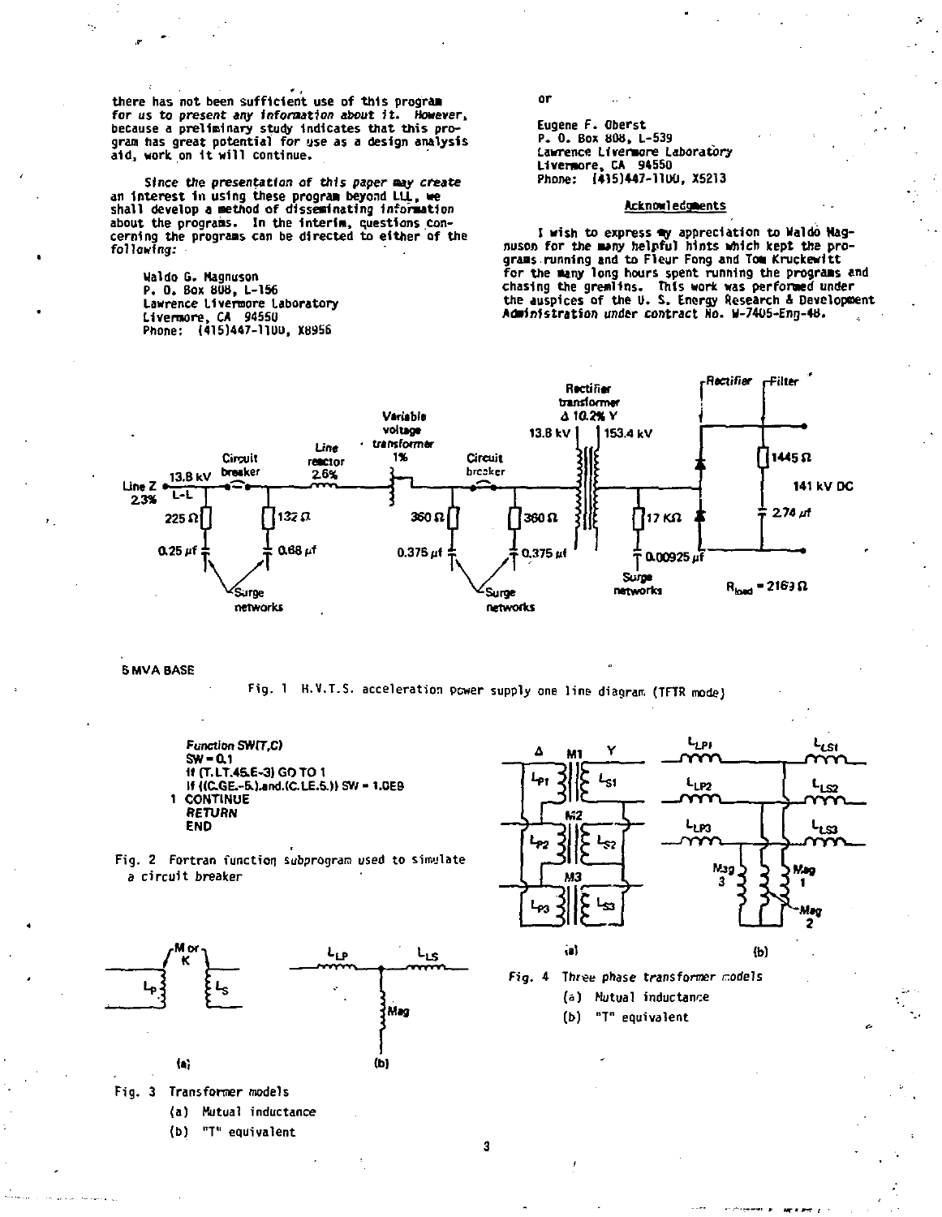there has not been sufficient use of this program for us to present any information about it. However, because a preliminary study indicates that this program has great potential for use as a design analysis aid, work on it will continue.

Since the presentation of this paper may create an interest in using these program beyond LLL, we shall develop a method of disseminating information about the programs. In the interim, questions concerning the programs can be directed to either of the following:

Waldo G. Magnuson
P. O. Box 808, L-156
Lawrence Livermore Laboratory
Livermore, CA 94550
Phone: (415)447-1100, X8956

or

Eugene F. Oberst
P. O. Box 808, L-539
Lawrence Livermore Laboratory
Livermore, CA 94550
Phone: (415)447-1100, X5213

## Acknowledgments

I wish to express my appreciation to Waldo Magnuson for the many helpful hints which kept the programs running and to Fleur Fong and Tom Kruckewitt for the many long hours spent running the programs and chasing the gremlins. This work was performed under the auspices of the U. S. Energy Research & Development Administration under contract No. W-7405-Eng-48.

5 MVA BASE

Fig. 1 H.V.T.S. acceleration power supply one line diagram (TFTR mode)

```
Function SW(T,C)
SW = 0.1
If (T.LT.45.E-3) GO TO 1
If ((C.GE.-5.).and.(C.LE.5.)) SW = 1.0E8
1 CONTINUE
RETURN
END
```

Fig. 2 Fortran function subprogram used to simulate a circuit breaker

Fig. 3 Transformer models
(a) Mutual inductance
(b) "T" equivalent

Fig. 4 Three phase transformer models
(a) Mutual inductance
(b) "T" equivalent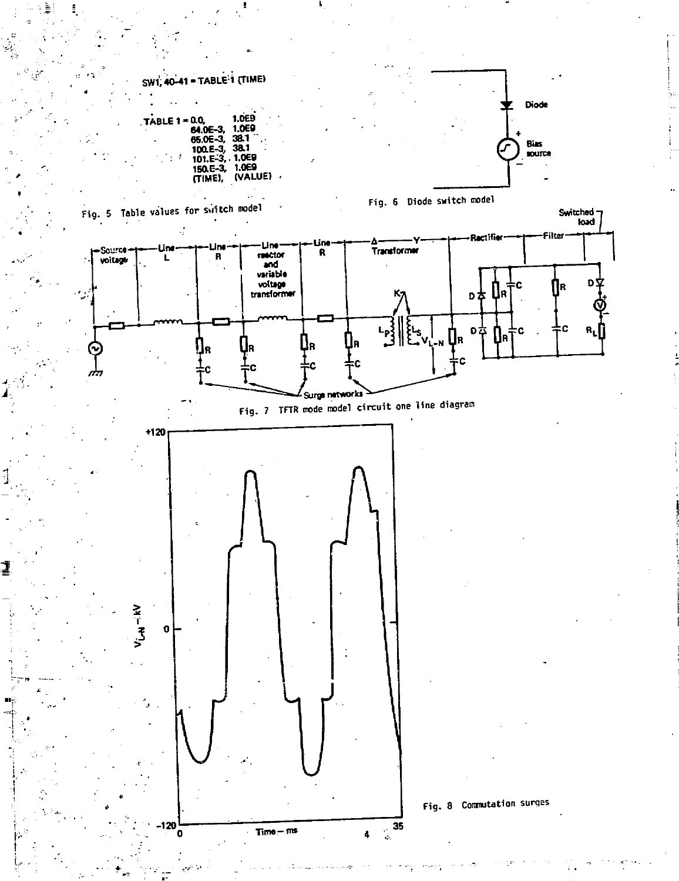SW1, 40-41 = TABLE 1 (TIME)

```
TABLE 1 = 0.0,       1.0E9
          64.0E-3,   1.0E9
          65.0E-3,   38.1
          100.E-3,   38.1
          101.E-3,   1.0E9
          150.E-3,   1.0E9
          (TIME),    (VALUE)
```

Fig. 5 Table values for switch model

Fig. 6 Diode switch model

Fig. 7 TFTR mode model circuit one line diagram

Fig. 8 Commutation surges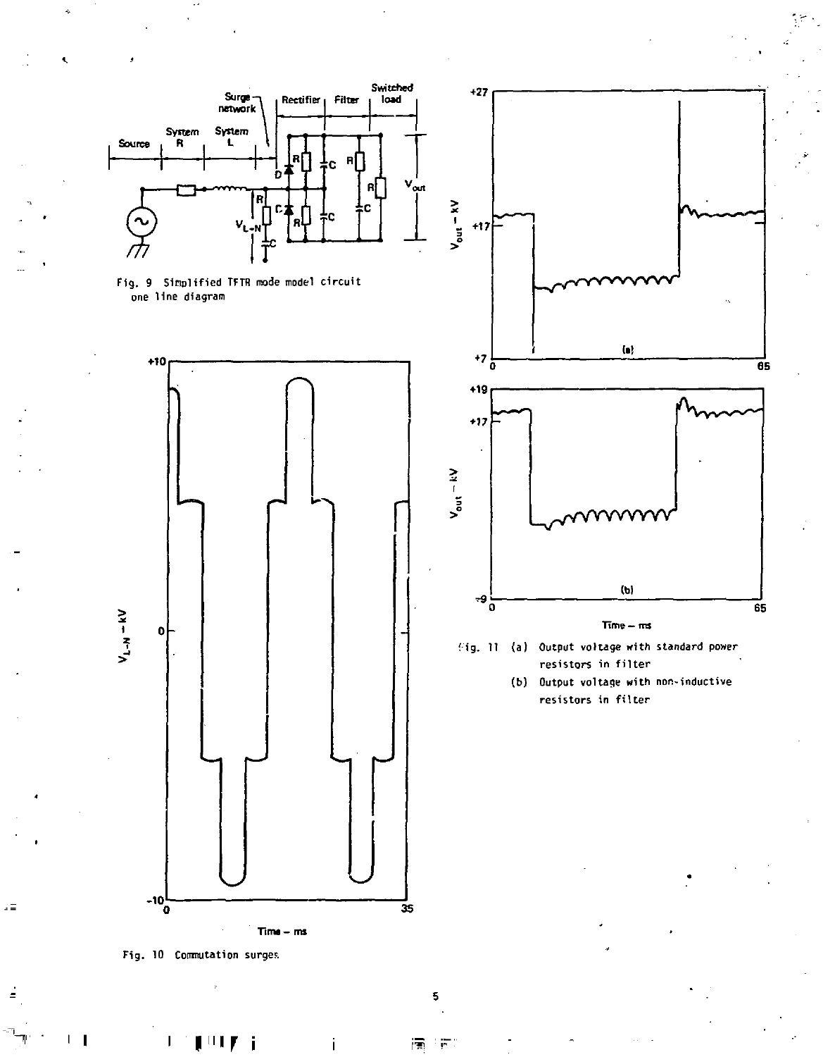Fig. 9 Simplified TFTR mode model circuit one line diagram

Fig. 10 Commutation surges

Fig. 11 (a) Output voltage with standard power resistors in filter
(b) Output voltage with non-inductive resistors in filter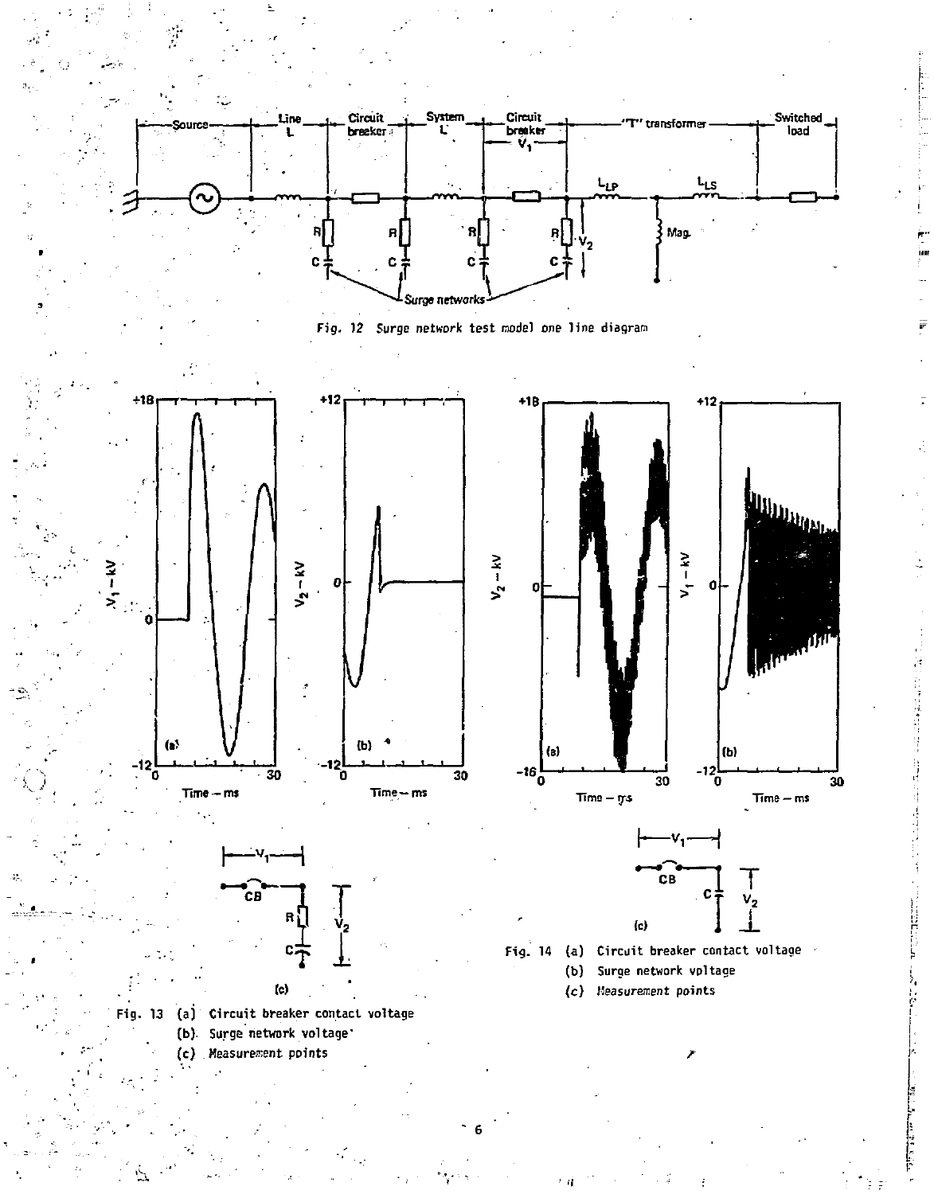Source | Line L | Circuit breaker | System L | Circuit breaker | "T" transformer | Switched load

$V_1$

$L_{LP}$

$L_{LS}$

R

C

$V_2$

Mag.

Surge networks

Fig. 12 Surge network test model one line diagram

+18

$V_1$ – kV

0

-12

0

30

Time – ms

(a)

+12

$V_2$ – kV

0

-12

0

30

Time – ms

(b)

$V_1$

CB

R

C

$V_2$

(c)

Fig. 13 (a) Circuit breaker contact voltage
(b) Surge network voltage
(c) Measurement points

+18

$V_2$ – kV

0

-16

0

30

Time – ms

(a)

+12

$V_1$ – kV

0

-12

0

30

Time – ms

(b)

$V_1$

CB

C

$V_2$

(c)

Fig. 14 (a) Circuit breaker contact voltage
(b) Surge network voltage
(c) Measurement points